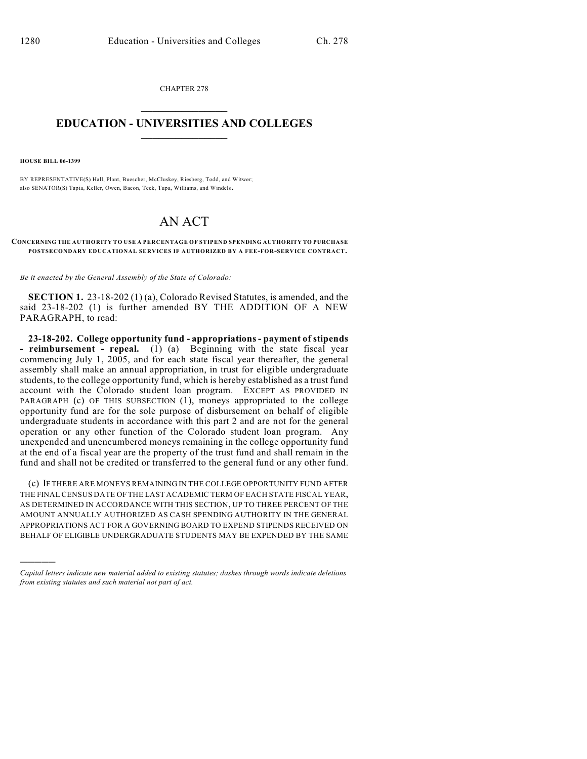CHAPTER 278

# EDUCATION - UNIVERSITIES AND COLLEGES

**HOUSE BILL 06-1399**

BY REPRESENTATIVE(S) Hall, Plant, Buescher, McCluskey, Riesberg, Todd, and Witwer; also SENATOR(S) Tapia, Keller, Owen, Bacon, Teck, Tupa, Williams, and Windels.

# AN ACT

**CONCERNING THE AUTHORITY TO USE A PERCENTAGE OF STIPEND SPENDING AUTHORITY TO PURCHASE POSTSECONDARY EDUCATIONAL SERVICES IF AUTHORIZED BY A FEE-FOR-SERVICE CONTRACT.**

*Be it enacted by the General Assembly of the State of Colorado:*

**SECTION 1.** 23-18-202 (1) (a), Colorado Revised Statutes, is amended, and the said 23-18-202 (1) is further amended BY THE ADDITION OF A NEW PARAGRAPH, to read:

**23-18-202. College opportunity fund - appropriations - payment of stipends - reimbursement - repeal.** (1) (a) Beginning with the state fiscal year commencing July 1, 2005, and for each state fiscal year thereafter, the general assembly shall make an annual appropriation, in trust for eligible undergraduate students, to the college opportunity fund, which is hereby established as a trust fund account with the Colorado student loan program. EXCEPT AS PROVIDED IN PARAGRAPH (c) OF THIS SUBSECTION (1), moneys appropriated to the college opportunity fund are for the sole purpose of disbursement on behalf of eligible undergraduate students in accordance with this part 2 and are not for the general operation or any other function of the Colorado student loan program. Any unexpended and unencumbered moneys remaining in the college opportunity fund at the end of a fiscal year are the property of the trust fund and shall remain in the fund and shall not be credited or transferred to the general fund or any other fund.

(c) IF THERE ARE MONEYS REMAINING IN THE COLLEGE OPPORTUNITY FUND AFTER THE FINAL CENSUS DATE OF THE LAST ACADEMIC TERM OF EACH STATE FISCAL YEAR, AS DETERMINED IN ACCORDANCE WITH THIS SECTION, UP TO THREE PERCENT OF THE AMOUNT ANNUALLY AUTHORIZED AS CASH SPENDING AUTHORITY IN THE GENERAL APPROPRIATIONS ACT FOR A GOVERNING BOARD TO EXPEND STIPENDS RECEIVED ON BEHALF OF ELIGIBLE UNDERGRADUATE STUDENTS MAY BE EXPENDED BY THE SAME

---

*Capital letters indicate new material added to existing statutes; dashes through words indicate deletions from existing statutes and such material not part of act.*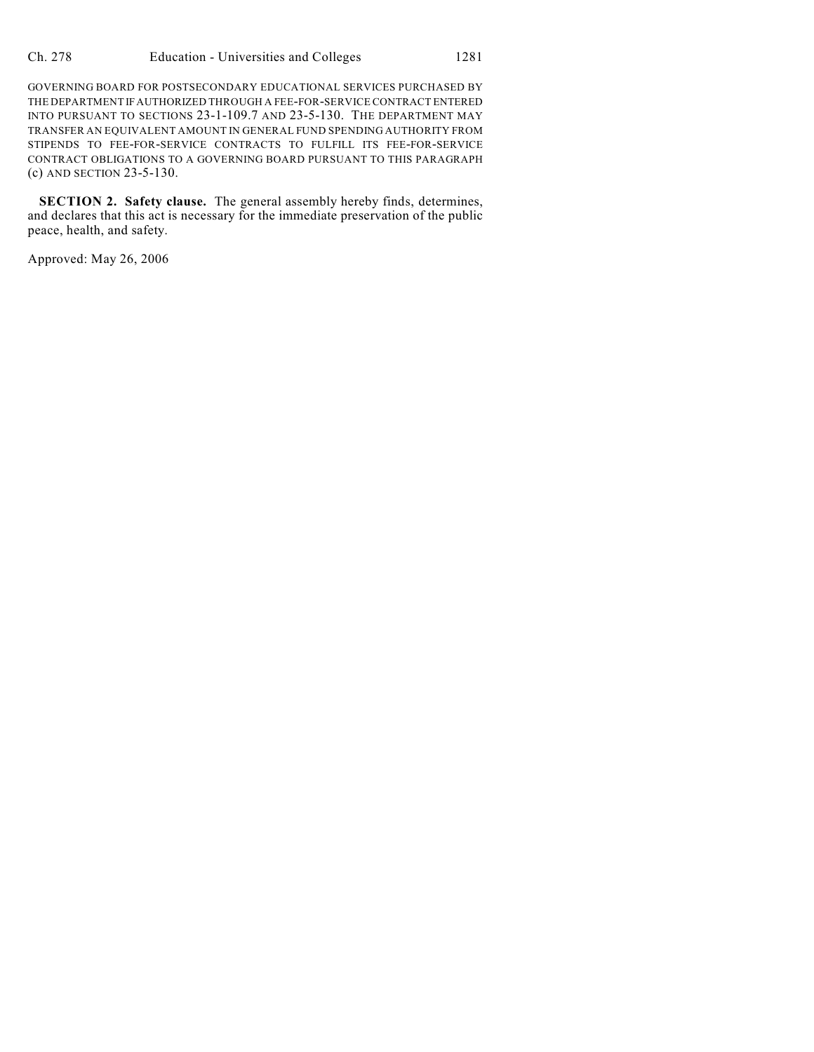GOVERNING BOARD FOR POSTSECONDARY EDUCATIONAL SERVICES PURCHASED BY THE DEPARTMENT IF AUTHORIZED THROUGH A FEE-FOR-SERVICE CONTRACT ENTERED INTO PURSUANT TO SECTIONS 23-1-109.7 AND 23-5-130. THE DEPARTMENT MAY TRANSFER AN EQUIVALENT AMOUNT IN GENERAL FUND SPENDING AUTHORITY FROM STIPENDS TO FEE-FOR-SERVICE CONTRACTS TO FULFILL ITS FEE-FOR-SERVICE CONTRACT OBLIGATIONS TO A GOVERNING BOARD PURSUANT TO THIS PARAGRAPH (c) AND SECTION 23-5-130.

**SECTION 2. Safety clause.** The general assembly hereby finds, determines, and declares that this act is necessary for the immediate preservation of the public peace, health, and safety.

Approved: May 26, 2006